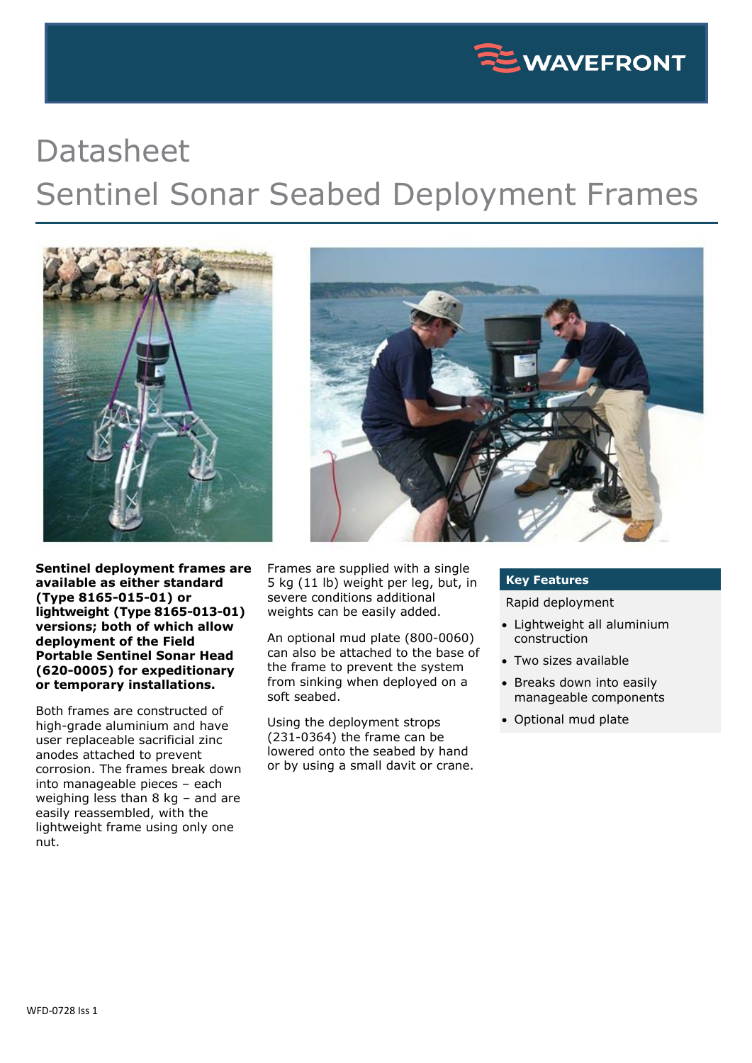# Datasheet

# Sentinel Sonar Seabed Deployment Frames

**Sentinel deployment frames are available as either standard (Type 8165-015-01) or lightweight (Type 8165-013-01) versions; both of which allow deployment of the Field Portable Sentinel Sonar Head (620-0005) for expeditionary or temporary installations.**

Both frames are constructed of high-grade aluminium and have user replaceable sacrificial zinc anodes attached to prevent corrosion. The frames break down into manageable pieces – each weighing less than 8 kg – and are easily reassembled, with the lightweight frame using only one nut.

Frames are supplied with a single 5 kg (11 lb) weight per leg, but, in severe conditions additional weights can be easily added.

An optional mud plate (800-0060) can also be attached to the base of the frame to prevent the system from sinking when deployed on a soft seabed.

Using the deployment strops (231-0364) the frame can be lowered onto the seabed by hand or by using a small davit or crane.

## Key Features

Rapid deployment

- Lightweight all aluminium construction
- Two sizes available
- Breaks down into easily manageable components
- Optional mud plate

WFD-0728 Iss 1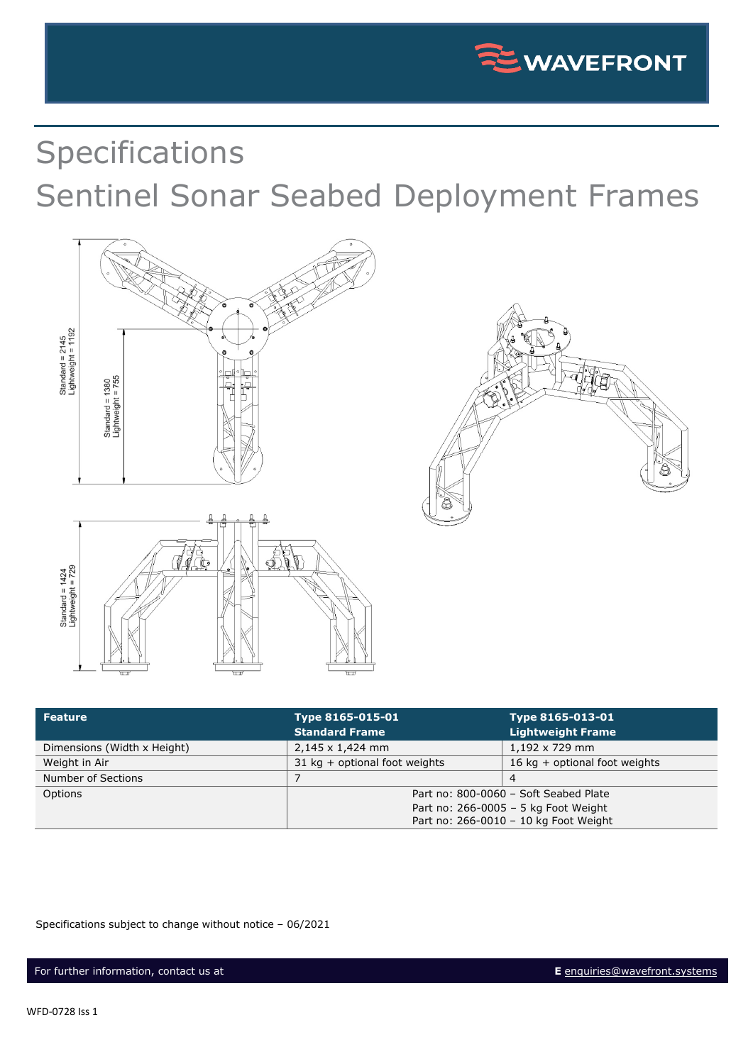# Specifications

## Sentinel Sonar Seabed Deployment Frames

Standard = 2145
Lightweight = 1192

Standard = 1380
Lightweight = 755

Standard = 1424
Lightweight = 729

| Feature | Type 8165-015-01 Standard Frame | Type 8165-013-01 Lightweight Frame |
|---|---|---|
| Dimensions (Width x Height) | 2,145 x 1,424 mm | 1,192 x 729 mm |
| Weight in Air | 31 kg + optional foot weights | 16 kg + optional foot weights |
| Number of Sections | 7 | 4 |
| Options | Part no: 800-0060 – Soft Seabed Plate<br>Part no: 266-0005 – 5 kg Foot Weight<br>Part no: 266-0010 – 10 kg Foot Weight | |

Specifications subject to change without notice – 06/2021

For further information, contact us at **E** enquiries@wavefront.systems

WFD-0728 Iss 1